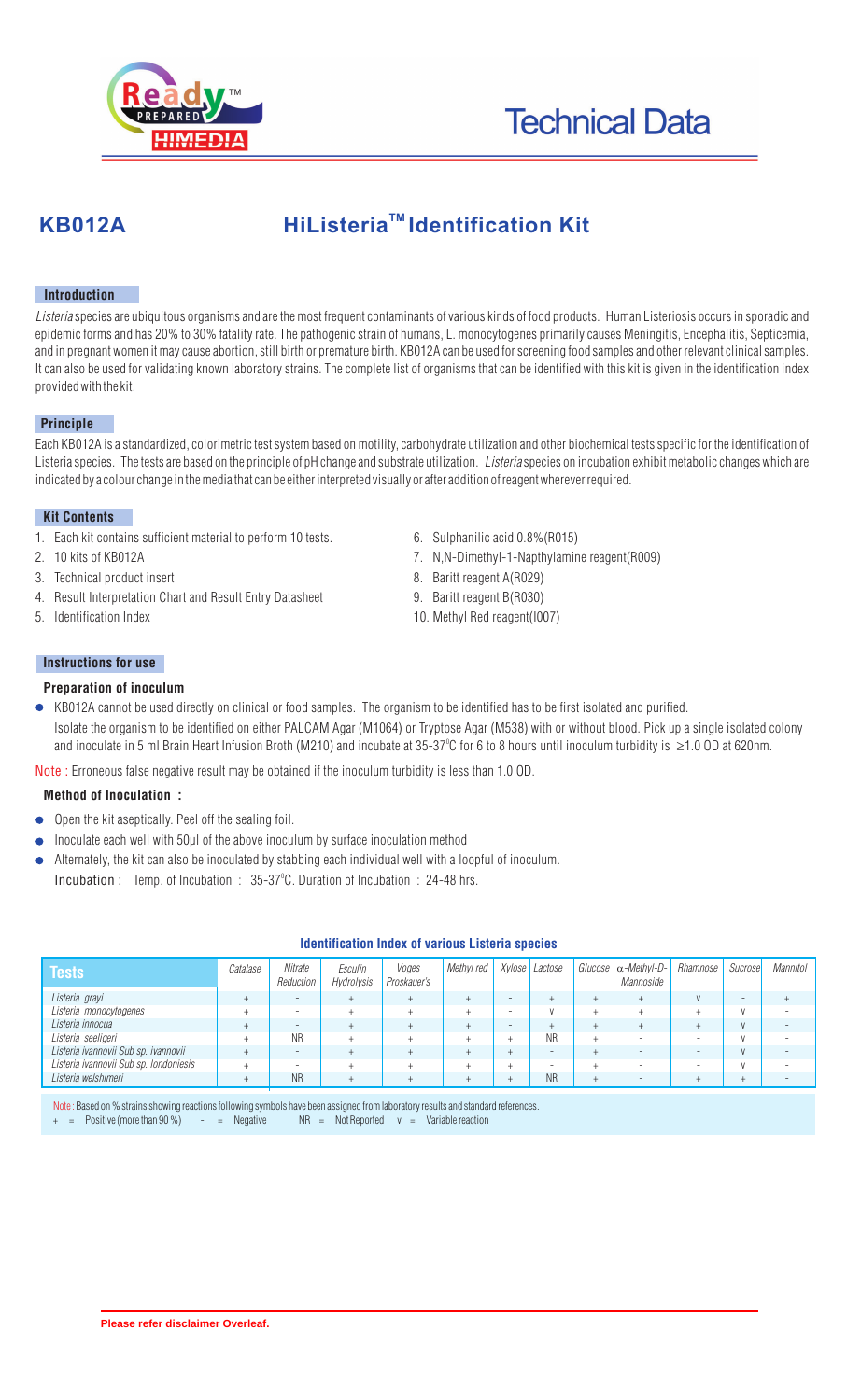# Technical Data

## KB012A HiListeria™ Identification Kit

### Introduction

*Listeria* species are ubiquitous organisms and are the most frequent contaminants of various kinds of food products. Human Listeriosis occurs in sporadic and epidemic forms and has 20% to 30% fatality rate. The pathogenic strain of humans, L. monocytogenes primarily causes Meningitis, Encephalitis, Septicemia, and in pregnant women it may cause abortion, still birth or premature birth. KB012A can be used for screening food samples and other relevant clinical samples. It can also be used for validating known laboratory strains. The complete list of organisms that can be identified with this kit is given in the identification index provided with the kit.

### Principle

Each KB012A is a standardized, colorimetric test system based on motility, carbohydrate utilization and other biochemical tests specific for the identification of Listeria species. The tests are based on the principle of pH change and substrate utilization. *Listeria* species on incubation exhibit metabolic changes which are indicated by a colour change in the media that can be either interpreted visually or after addition of reagent wherever required.

### Kit Contents

1. Each kit contains sufficient material to perform 10 tests.
2. 10 kits of KB012A
3. Technical product insert
4. Result Interpretation Chart and Result Entry Datasheet
5. Identification Index
6. Sulphanilic acid 0.8%(R015)
7. N,N-Dimethyl-1-Napthylamine reagent(R009)
8. Baritt reagent A(R029)
9. Baritt reagent B(R030)
10. Methyl Red reagent(I007)

### Instructions for use

#### Preparation of inoculum

- KB012A cannot be used directly on clinical or food samples. The organism to be identified has to be first isolated and purified.
  Isolate the organism to be identified on either PALCAM Agar (M1064) or Tryptose Agar (M538) with or without blood. Pick up a single isolated colony and inoculate in 5 ml Brain Heart Infusion Broth (M210) and incubate at 35-37°C for 6 to 8 hours until inoculum turbidity is ≥1.0 OD at 620nm.

Note : Erroneous false negative result may be obtained if the inoculum turbidity is less than 1.0 OD.

#### Method of Inoculation :

- Open the kit aseptically. Peel off the sealing foil.
- Inoculate each well with 50µl of the above inoculum by surface inoculation method
- Alternately, the kit can also be inoculated by stabbing each individual well with a loopful of inoculum.

Incubation : Temp. of Incubation : 35-37°C. Duration of Incubation : 24-48 hrs.

#### Identification Index of various Listeria species

| Tests | Catalase | Nitrate Reduction | Esculin Hydrolysis | Voges Proskauer's | Methyl red | Xylose | Lactose | Glucose | α-Methyl-D-Mannoside | Rhamnose | Sucrose | Mannitol |
|---|---|---|---|---|---|---|---|---|---|---|---|---|
| *Listeria grayi* | + | - | + | + | + | - | + | + | + | V | - | + |
| *Listeria monocytogenes* | + | - | + | + | + | - | V | + | + | + | V | - |
| *Listeria innocua* | + | - | + | + | + | - | + | + | + | + | V | - |
| *Listeria seeligeri* | + | NR | + | + | + | + | NR | + | - | - | V | - |
| *Listeria ivannovii Sub sp. ivannovii* | + | - | + | + | + | + | - | + | - | - | V | - |
| *Listeria ivannovii Sub sp. londoniesis* | + | - | + | + | + | + | - | + | - | - | V | - |
| *Listeria welshimeri* | + | NR | + | + | + | + | NR | + | - | + | + | - |

Note : Based on % strains showing reactions following symbols have been assigned from laboratory results and standard references.
\+ = Positive (more than 90 %) - = Negative NR = Not Reported v = Variable reaction

**Please refer disclaimer Overleaf.**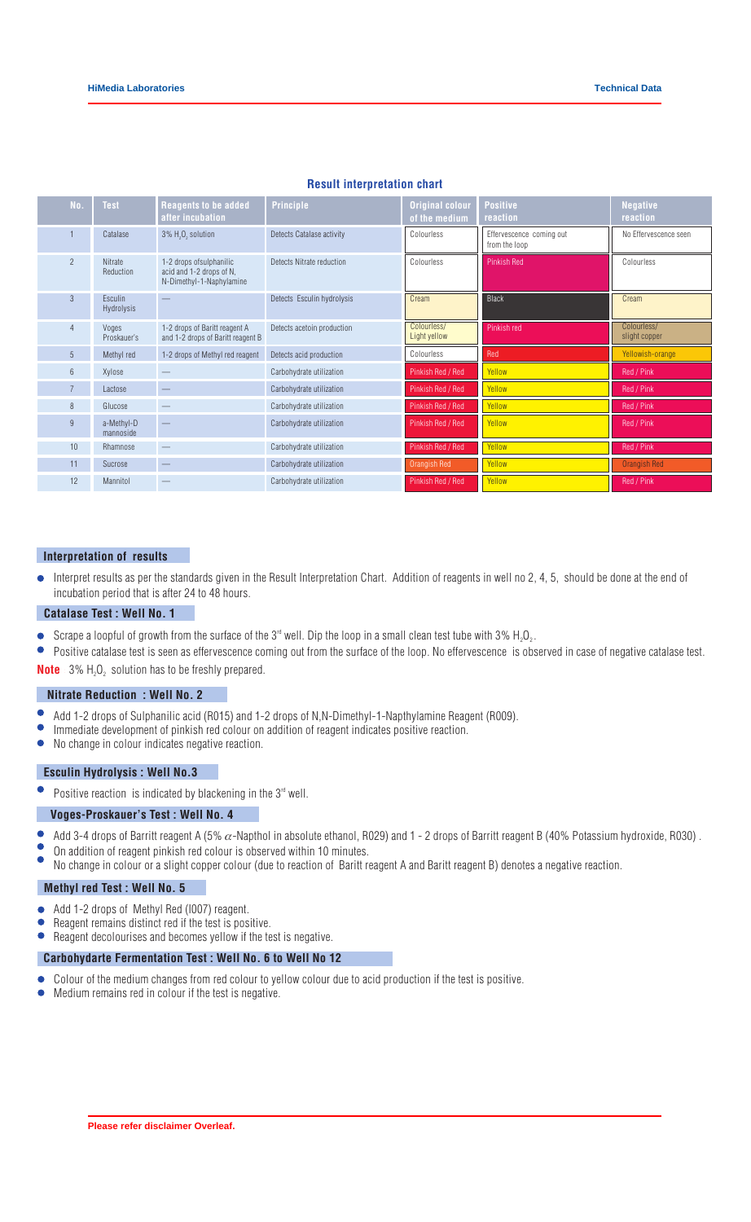## Result interpretation chart

| No. | Test | Reagents to be added after incubation | Principle | Original colour of the medium | Positive reaction | Negative reaction |
|---|---|---|---|---|---|---|
| 1 | Catalase | 3% $H_2O_2$ solution | Detects Catalase activity | Colourless | Effervescence coming out from the loop | No Effervescence seen |
| 2 | Nitrate Reduction | 1-2 drops ofsulphanilic acid and 1-2 drops of N, N-Dimethyl-1-Naphylamine | Detects Nitrate reduction | Colourless | Pinkish Red | Colourless |
| 3 | Esculin Hydrolysis | — | Detects Esculin hydrolysis | Cream | Black | Cream |
| 4 | Voges Proskauer's | 1-2 drops of Baritt reagent A and 1-2 drops of Baritt reagent B | Detects acetoin production | Colourless/ Light yellow | Pinkish red | Colourless/ slight copper |
| 5 | Methyl red | 1-2 drops of Methyl red reagent | Detects acid production | Colourless | Red | Yellowish-orange |
| 6 | Xylose | — | Carbohydrate utilization | Pinkish Red / Red | Yellow | Red / Pink |
| 7 | Lactose | — | Carbohydrate utilization | Pinkish Red / Red | Yellow | Red / Pink |
| 8 | Glucose | — | Carbohydrate utilization | Pinkish Red / Red | Yellow | Red / Pink |
| 9 | a-Methyl-D mannoside | — | Carbohydrate utilization | Pinkish Red / Red | Yellow | Red / Pink |
| 10 | Rhamnose | — | Carbohydrate utilization | Pinkish Red / Red | Yellow | Red / Pink |
| 11 | Sucrose | — | Carbohydrate utilization | Orangish Red | Yellow | Orangish Red |
| 12 | Mannitol | — | Carbohydrate utilization | Pinkish Red / Red | Yellow | Red / Pink |

### Interpretation of results

- Interpret results as per the standards given in the Result Interpretation Chart. Addition of reagents in well no 2, 4, 5, should be done at the end of incubation period that is after 24 to 48 hours.

### Catalase Test : Well No. 1

- Scrape a loopful of growth from the surface of the 3rd well. Dip the loop in a small clean test tube with 3% $H_2O_2$.
- Positive catalase test is seen as effervescence coming out from the surface of the loop. No effervescence is observed in case of negative catalase test.

**Note** 3% $H_2O_2$ solution has to be freshly prepared.

### Nitrate Reduction : Well No. 2

- Add 1-2 drops of Sulphanilic acid (R015) and 1-2 drops of N,N-Dimethyl-1-Napthylamine Reagent (R009).
- Immediate development of pinkish red colour on addition of reagent indicates positive reaction.
- No change in colour indicates negative reaction.

### Esculin Hydrolysis : Well No.3

- Positive reaction is indicated by blackening in the 3rd well.

### Voges-Proskauer's Test : Well No. 4

- Add 3-4 drops of Barritt reagent A (5% $\alpha$-Napthol in absolute ethanol, R029) and 1 - 2 drops of Barritt reagent B (40% Potassium hydroxide, R030) .
- On addition of reagent pinkish red colour is observed within 10 minutes.
- No change in colour or a slight copper colour (due to reaction of Baritt reagent A and Baritt reagent B) denotes a negative reaction.

### Methyl red Test : Well No. 5

- Add 1-2 drops of Methyl Red (I007) reagent.
- Reagent remains distinct red if the test is positive.
- Reagent decolourises and becomes yellow if the test is negative.

### Carbohydarte Fermentation Test : Well No. 6 to Well No 12

- Colour of the medium changes from red colour to yellow colour due to acid production if the test is positive.
- Medium remains red in colour if the test is negative.

**Please refer disclaimer Overleaf.**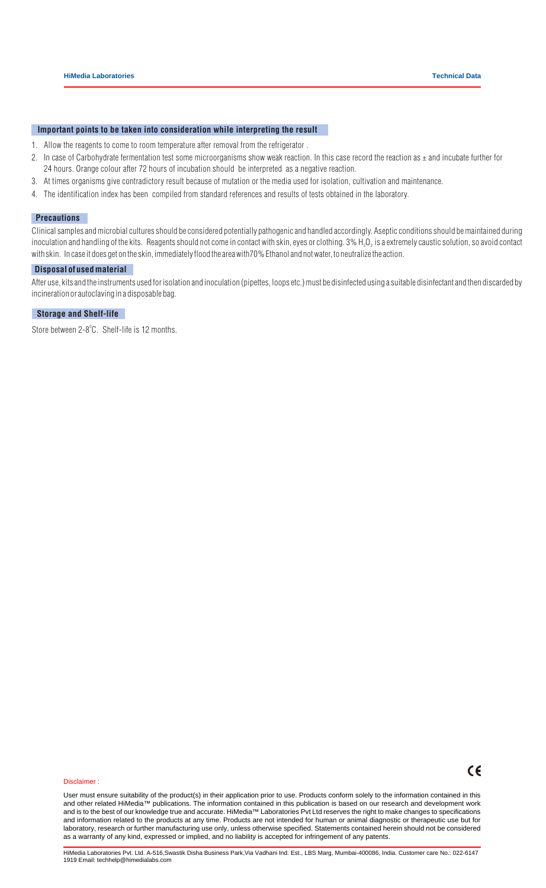## Important points to be taken into consideration while interpreting the result

1. Allow the reagents to come to room temperature after removal from the refrigerator .
2. In case of Carbohydrate fermentation test some microorganisms show weak reaction. In this case record the reaction as ± and incubate further for 24 hours. Orange colour after 72 hours of incubation should be interpreted as a negative reaction.
3. At times organisms give contradictory result because of mutation or the media used for isolation, cultivation and maintenance.
4. The identification index has been compiled from standard references and results of tests obtained in the laboratory.

## Precautions

Clinical samples and microbial cultures should be considered potentially pathogenic and handled accordingly. Aseptic conditions should be maintained during inoculation and handling of the kits. Reagents should not come in contact with skin, eyes or clothing. 3% $H_2O_2$ is a extremely caustic solution, so avoid contact with skin. In case it does get on the skin, immediately flood the area with70% Ethanol and not water, to neutralize the action.

## Disposal of used material

After use, kits and the instruments used for isolation and inoculation (pipettes, loops etc.) must be disinfected using a suitable disinfectant and then discarded by incineration or autoclaving in a disposable bag.

## Storage and Shelf-life

Store between 2-8°C. Shelf-life is 12 months.

Disclaimer :

User must ensure suitability of the product(s) in their application prior to use. Products conform solely to the information contained in this and other related HiMedia™ publications. The information contained in this publication is based on our research and development work and is to the best of our knowledge true and accurate. HiMedia™ Laboratories Pvt Ltd reserves the right to make changes to specifications and information related to the products at any time. Products are not intended for human or animal diagnostic or therapeutic use but for laboratory, research or further manufacturing use only, unless otherwise specified. Statements contained herein should not be considered as a warranty of any kind, expressed or implied, and no liability is accepted for infringement of any patents.

HiMedia Laboratories Pvt. Ltd. A-516,Swastik Disha Business Park,Via Vadhani Ind. Est., LBS Marg, Mumbai-400086, India. Customer care No.: 022-6147 1919 Email: techhelp@himedialabs.com